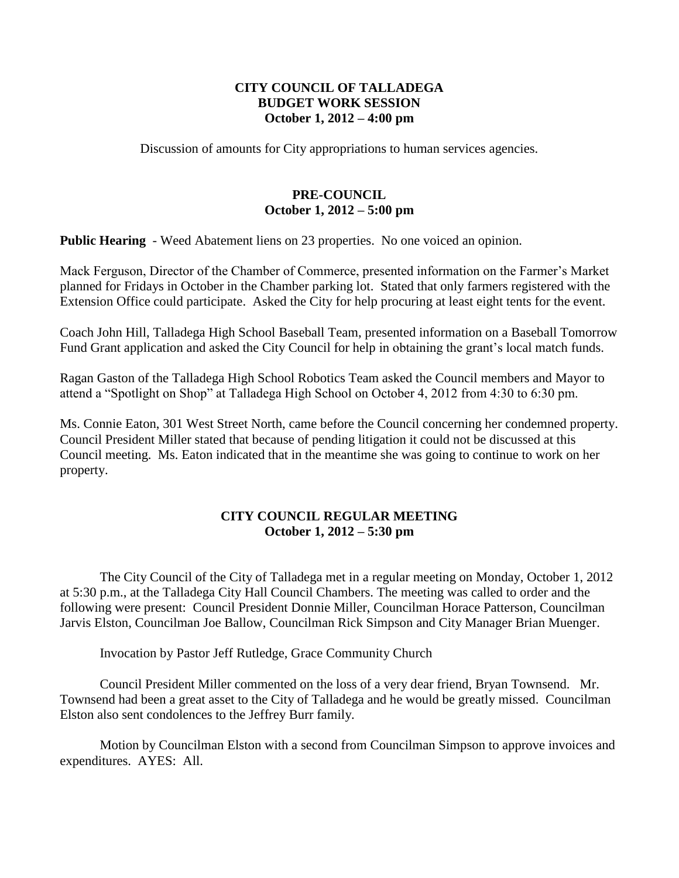**CITY COUNCIL OF TALLADEGA**
**BUDGET WORK SESSION**
**October 1, 2012 – 4:00 pm**

Discussion of amounts for City appropriations to human services agencies.

**PRE-COUNCIL**
**October 1, 2012 – 5:00 pm**

**Public Hearing** - Weed Abatement liens on 23 properties. No one voiced an opinion.

Mack Ferguson, Director of the Chamber of Commerce, presented information on the Farmer's Market planned for Fridays in October in the Chamber parking lot. Stated that only farmers registered with the Extension Office could participate. Asked the City for help procuring at least eight tents for the event.

Coach John Hill, Talladega High School Baseball Team, presented information on a Baseball Tomorrow Fund Grant application and asked the City Council for help in obtaining the grant's local match funds.

Ragan Gaston of the Talladega High School Robotics Team asked the Council members and Mayor to attend a "Spotlight on Shop" at Talladega High School on October 4, 2012 from 4:30 to 6:30 pm.

Ms. Connie Eaton, 301 West Street North, came before the Council concerning her condemned property. Council President Miller stated that because of pending litigation it could not be discussed at this Council meeting. Ms. Eaton indicated that in the meantime she was going to continue to work on her property.

**CITY COUNCIL REGULAR MEETING**
**October 1, 2012 – 5:30 pm**

The City Council of the City of Talladega met in a regular meeting on Monday, October 1, 2012 at 5:30 p.m., at the Talladega City Hall Council Chambers. The meeting was called to order and the following were present: Council President Donnie Miller, Councilman Horace Patterson, Councilman Jarvis Elston, Councilman Joe Ballow, Councilman Rick Simpson and City Manager Brian Muenger.

Invocation by Pastor Jeff Rutledge, Grace Community Church

Council President Miller commented on the loss of a very dear friend, Bryan Townsend. Mr. Townsend had been a great asset to the City of Talladega and he would be greatly missed. Councilman Elston also sent condolences to the Jeffrey Burr family.

Motion by Councilman Elston with a second from Councilman Simpson to approve invoices and expenditures. AYES: All.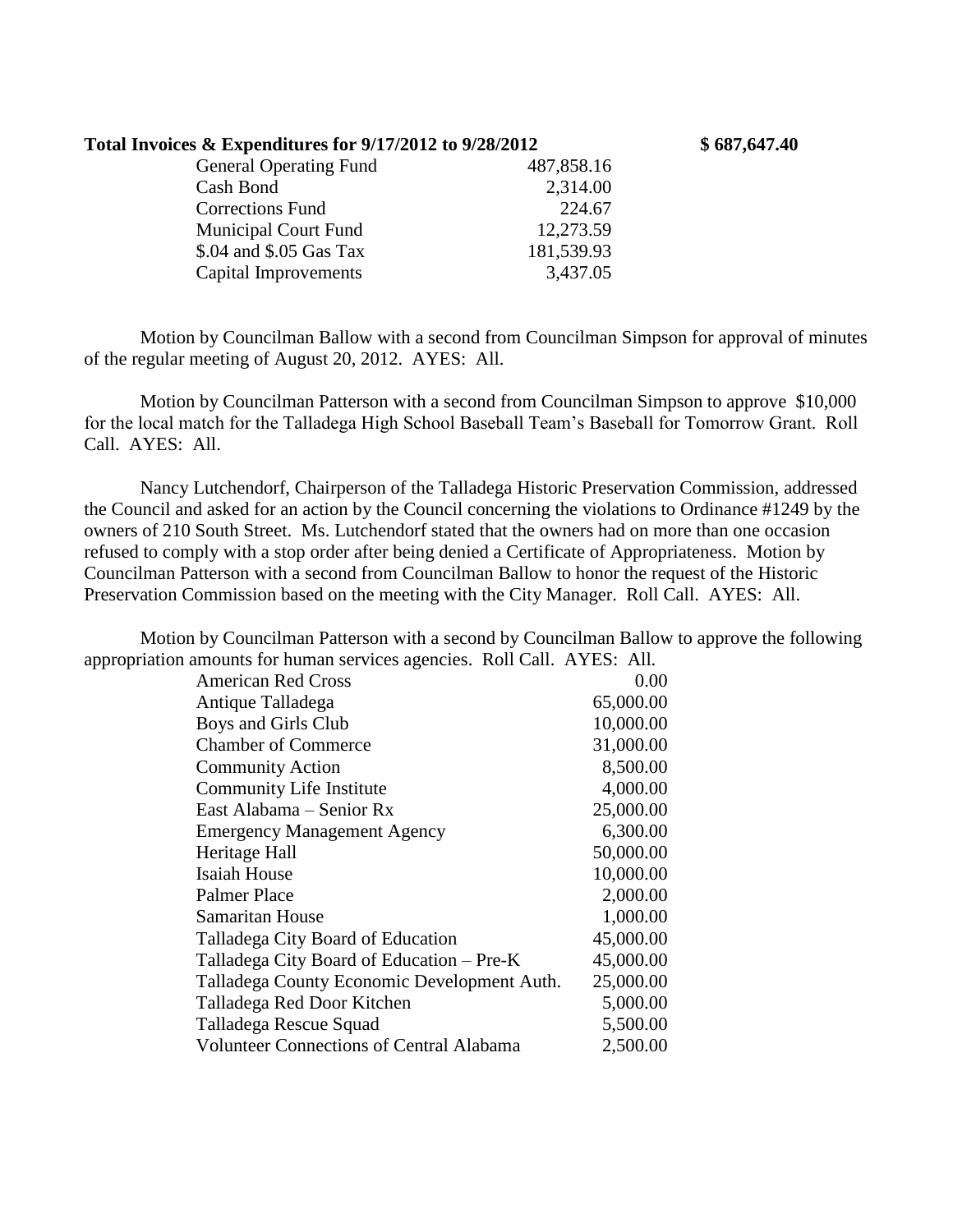**Total Invoices & Expenditures for 9/17/2012 to 9/28/2012 $ 687,647.40**

| | |
|---|---|
| General Operating Fund | 487,858.16 |
| Cash Bond | 2,314.00 |
| Corrections Fund | 224.67 |
| Municipal Court Fund | 12,273.59 |
| $.04 and $.05 Gas Tax | 181,539.93 |
| Capital Improvements | 3,437.05 |

Motion by Councilman Ballow with a second from Councilman Simpson for approval of minutes of the regular meeting of August 20, 2012. AYES: All.

Motion by Councilman Patterson with a second from Councilman Simpson to approve $10,000 for the local match for the Talladega High School Baseball Team's Baseball for Tomorrow Grant. Roll Call. AYES: All.

Nancy Lutchendorf, Chairperson of the Talladega Historic Preservation Commission, addressed the Council and asked for an action by the Council concerning the violations to Ordinance #1249 by the owners of 210 South Street. Ms. Lutchendorf stated that the owners had on more than one occasion refused to comply with a stop order after being denied a Certificate of Appropriateness. Motion by Councilman Patterson with a second from Councilman Ballow to honor the request of the Historic Preservation Commission based on the meeting with the City Manager. Roll Call. AYES: All.

Motion by Councilman Patterson with a second by Councilman Ballow to approve the following appropriation amounts for human services agencies. Roll Call. AYES: All.

| | |
|---|---|
| American Red Cross | 0.00 |
| Antique Talladega | 65,000.00 |
| Boys and Girls Club | 10,000.00 |
| Chamber of Commerce | 31,000.00 |
| Community Action | 8,500.00 |
| Community Life Institute | 4,000.00 |
| East Alabama – Senior Rx | 25,000.00 |
| Emergency Management Agency | 6,300.00 |
| Heritage Hall | 50,000.00 |
| Isaiah House | 10,000.00 |
| Palmer Place | 2,000.00 |
| Samaritan House | 1,000.00 |
| Talladega City Board of Education | 45,000.00 |
| Talladega City Board of Education – Pre-K | 45,000.00 |
| Talladega County Economic Development Auth. | 25,000.00 |
| Talladega Red Door Kitchen | 5,000.00 |
| Talladega Rescue Squad | 5,500.00 |
| Volunteer Connections of Central Alabama | 2,500.00 |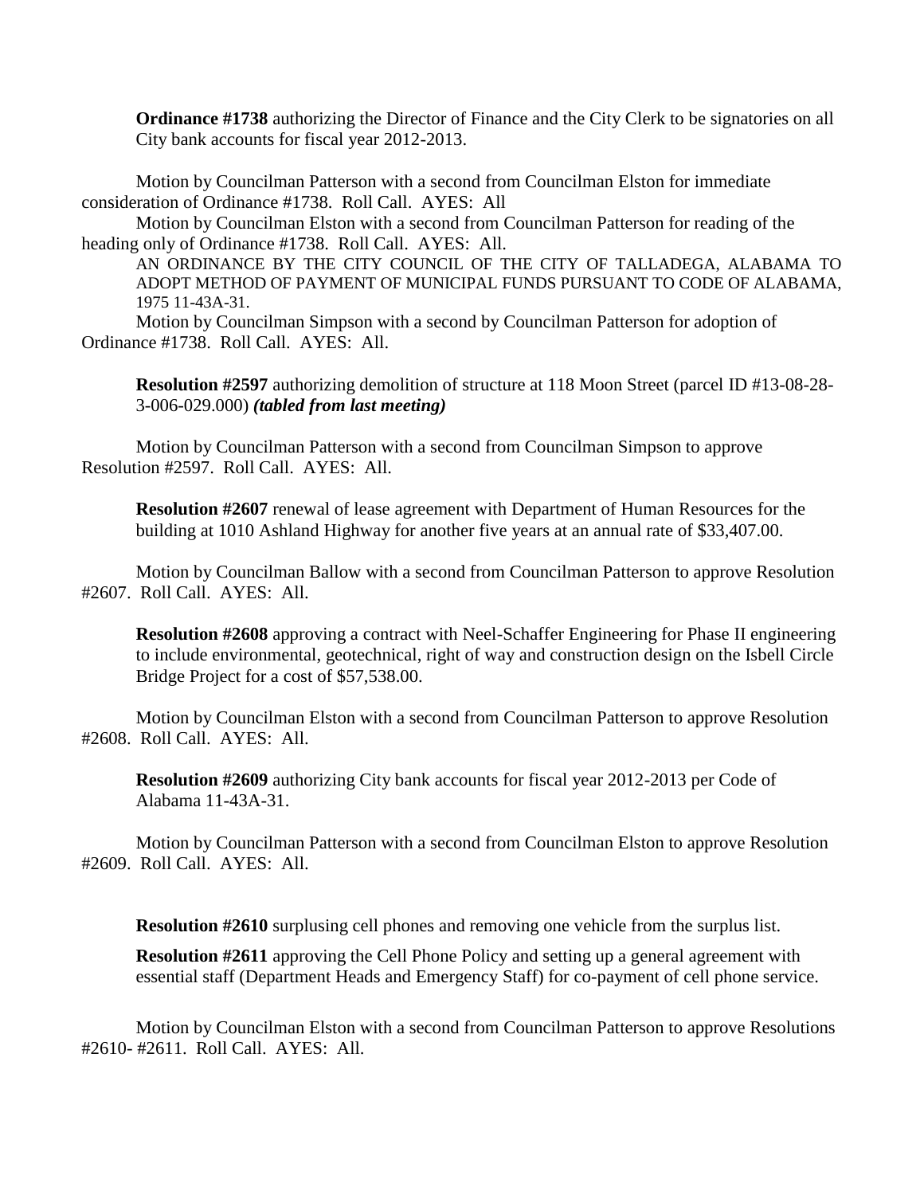**Ordinance #1738** authorizing the Director of Finance and the City Clerk to be signatories on all City bank accounts for fiscal year 2012-2013.

Motion by Councilman Patterson with a second from Councilman Elston for immediate consideration of Ordinance #1738. Roll Call. AYES: All

Motion by Councilman Elston with a second from Councilman Patterson for reading of the heading only of Ordinance #1738. Roll Call. AYES: All.

AN ORDINANCE BY THE CITY COUNCIL OF THE CITY OF TALLADEGA, ALABAMA TO ADOPT METHOD OF PAYMENT OF MUNICIPAL FUNDS PURSUANT TO CODE OF ALABAMA, 1975 11-43A-31.

Motion by Councilman Simpson with a second by Councilman Patterson for adoption of Ordinance #1738. Roll Call. AYES: All.

**Resolution #2597** authorizing demolition of structure at 118 Moon Street (parcel ID #13-08-28-3-006-029.000) ***(tabled from last meeting)***

Motion by Councilman Patterson with a second from Councilman Simpson to approve Resolution #2597. Roll Call. AYES: All.

**Resolution #2607** renewal of lease agreement with Department of Human Resources for the building at 1010 Ashland Highway for another five years at an annual rate of $33,407.00.

Motion by Councilman Ballow with a second from Councilman Patterson to approve Resolution #2607. Roll Call. AYES: All.

**Resolution #2608** approving a contract with Neel-Schaffer Engineering for Phase II engineering to include environmental, geotechnical, right of way and construction design on the Isbell Circle Bridge Project for a cost of $57,538.00.

Motion by Councilman Elston with a second from Councilman Patterson to approve Resolution #2608. Roll Call. AYES: All.

**Resolution #2609** authorizing City bank accounts for fiscal year 2012-2013 per Code of Alabama 11-43A-31.

Motion by Councilman Patterson with a second from Councilman Elston to approve Resolution #2609. Roll Call. AYES: All.

**Resolution #2610** surplusing cell phones and removing one vehicle from the surplus list.

**Resolution #2611** approving the Cell Phone Policy and setting up a general agreement with essential staff (Department Heads and Emergency Staff) for co-payment of cell phone service.

Motion by Councilman Elston with a second from Councilman Patterson to approve Resolutions #2610- #2611. Roll Call. AYES: All.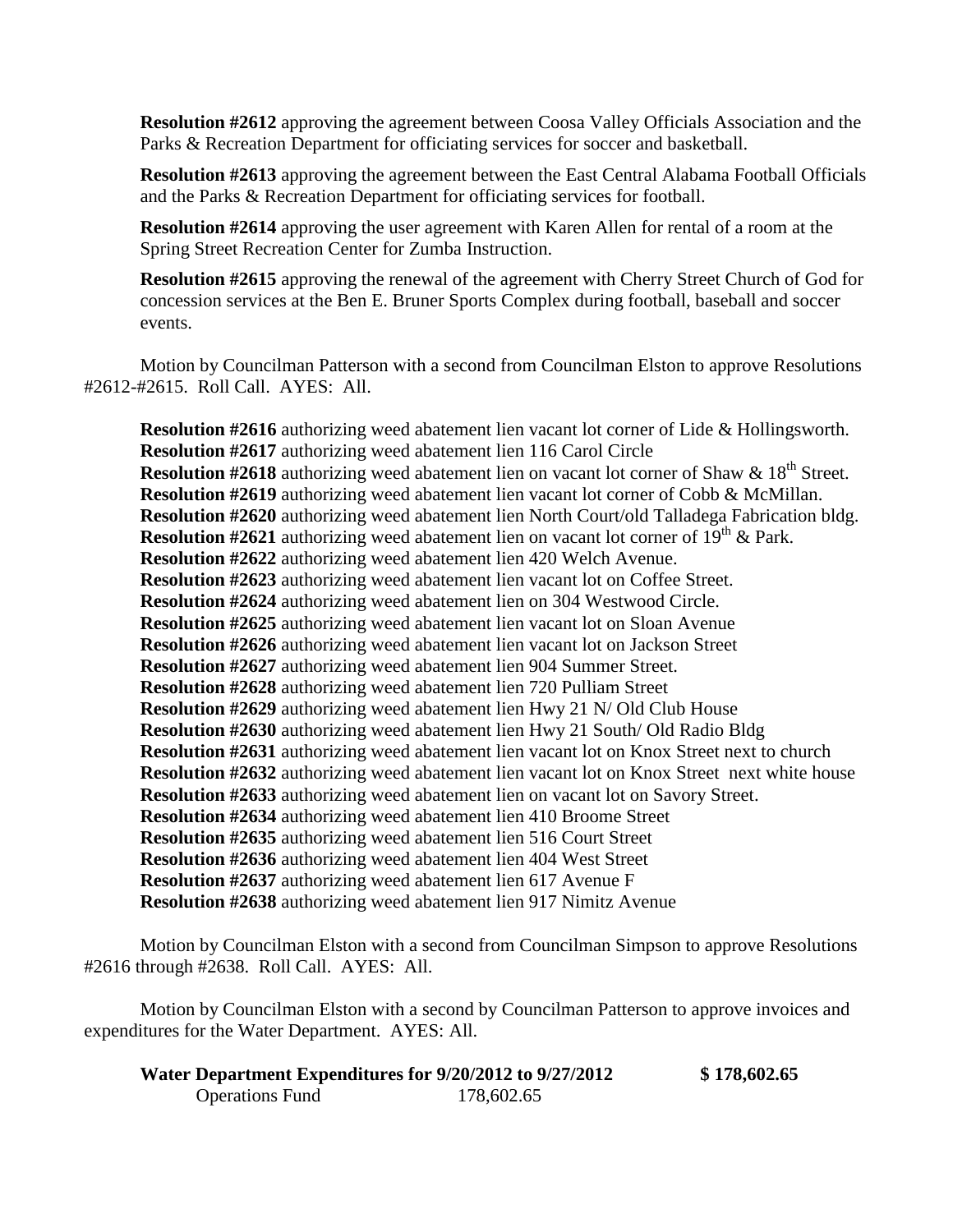**Resolution #2612** approving the agreement between Coosa Valley Officials Association and the Parks & Recreation Department for officiating services for soccer and basketball.

**Resolution #2613** approving the agreement between the East Central Alabama Football Officials and the Parks & Recreation Department for officiating services for football.

**Resolution #2614** approving the user agreement with Karen Allen for rental of a room at the Spring Street Recreation Center for Zumba Instruction.

**Resolution #2615** approving the renewal of the agreement with Cherry Street Church of God for concession services at the Ben E. Bruner Sports Complex during football, baseball and soccer events.

Motion by Councilman Patterson with a second from Councilman Elston to approve Resolutions #2612-#2615. Roll Call. AYES: All.

**Resolution #2616** authorizing weed abatement lien vacant lot corner of Lide & Hollingsworth.
**Resolution #2617** authorizing weed abatement lien 116 Carol Circle
**Resolution #2618** authorizing weed abatement lien on vacant lot corner of Shaw & 18th Street.
**Resolution #2619** authorizing weed abatement lien vacant lot corner of Cobb & McMillan.
**Resolution #2620** authorizing weed abatement lien North Court/old Talladega Fabrication bldg.
**Resolution #2621** authorizing weed abatement lien on vacant lot corner of 19th & Park.
**Resolution #2622** authorizing weed abatement lien 420 Welch Avenue.
**Resolution #2623** authorizing weed abatement lien vacant lot on Coffee Street.
**Resolution #2624** authorizing weed abatement lien on 304 Westwood Circle.
**Resolution #2625** authorizing weed abatement lien vacant lot on Sloan Avenue
**Resolution #2626** authorizing weed abatement lien vacant lot on Jackson Street
**Resolution #2627** authorizing weed abatement lien 904 Summer Street.
**Resolution #2628** authorizing weed abatement lien 720 Pulliam Street
**Resolution #2629** authorizing weed abatement lien Hwy 21 N/ Old Club House
**Resolution #2630** authorizing weed abatement lien Hwy 21 South/ Old Radio Bldg
**Resolution #2631** authorizing weed abatement lien vacant lot on Knox Street next to church
**Resolution #2632** authorizing weed abatement lien vacant lot on Knox Street next white house
**Resolution #2633** authorizing weed abatement lien on vacant lot on Savory Street.
**Resolution #2634** authorizing weed abatement lien 410 Broome Street
**Resolution #2635** authorizing weed abatement lien 516 Court Street
**Resolution #2636** authorizing weed abatement lien 404 West Street
**Resolution #2637** authorizing weed abatement lien 617 Avenue F
**Resolution #2638** authorizing weed abatement lien 917 Nimitz Avenue

Motion by Councilman Elston with a second from Councilman Simpson to approve Resolutions #2616 through #2638. Roll Call. AYES: All.

Motion by Councilman Elston with a second by Councilman Patterson to approve invoices and expenditures for the Water Department. AYES: All.

| | | |
|---|---|---|
| **Water Department Expenditures for 9/20/2012 to 9/27/2012** | | **$ 178,602.65** |
| Operations Fund | 178,602.65 | |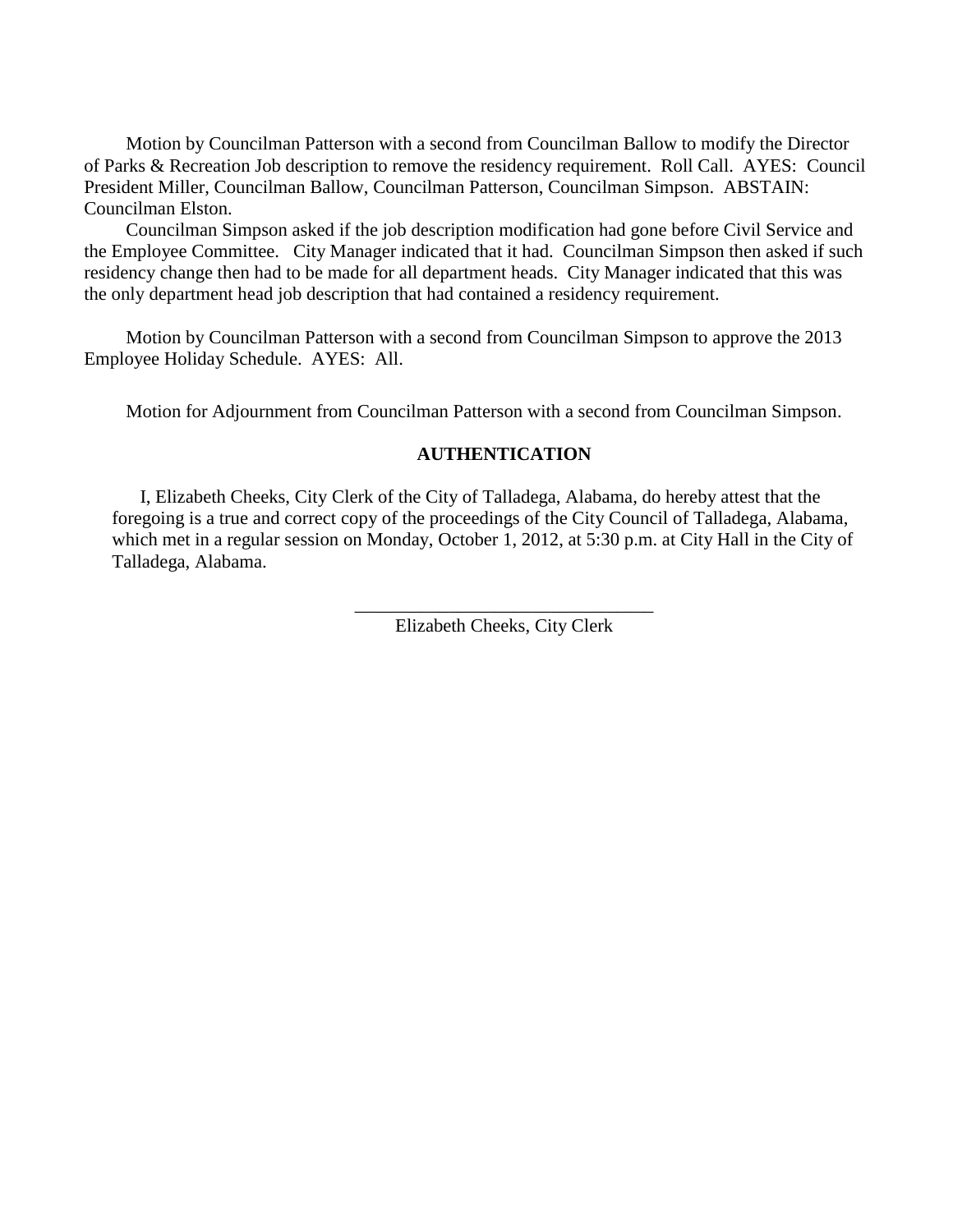Motion by Councilman Patterson with a second from Councilman Ballow to modify the Director of Parks & Recreation Job description to remove the residency requirement. Roll Call. AYES: Council President Miller, Councilman Ballow, Councilman Patterson, Councilman Simpson. ABSTAIN: Councilman Elston.

Councilman Simpson asked if the job description modification had gone before Civil Service and the Employee Committee. City Manager indicated that it had. Councilman Simpson then asked if such residency change then had to be made for all department heads. City Manager indicated that this was the only department head job description that had contained a residency requirement.

Motion by Councilman Patterson with a second from Councilman Simpson to approve the 2013 Employee Holiday Schedule. AYES: All.

Motion for Adjournment from Councilman Patterson with a second from Councilman Simpson.

**AUTHENTICATION**

I, Elizabeth Cheeks, City Clerk of the City of Talladega, Alabama, do hereby attest that the foregoing is a true and correct copy of the proceedings of the City Council of Talladega, Alabama, which met in a regular session on Monday, October 1, 2012, at 5:30 p.m. at City Hall in the City of Talladega, Alabama.

\_\_\_\_\_\_\_\_\_\_\_\_\_\_\_\_\_\_\_\_\_\_\_\_\_\_\_\_\_\_\_\_

Elizabeth Cheeks, City Clerk